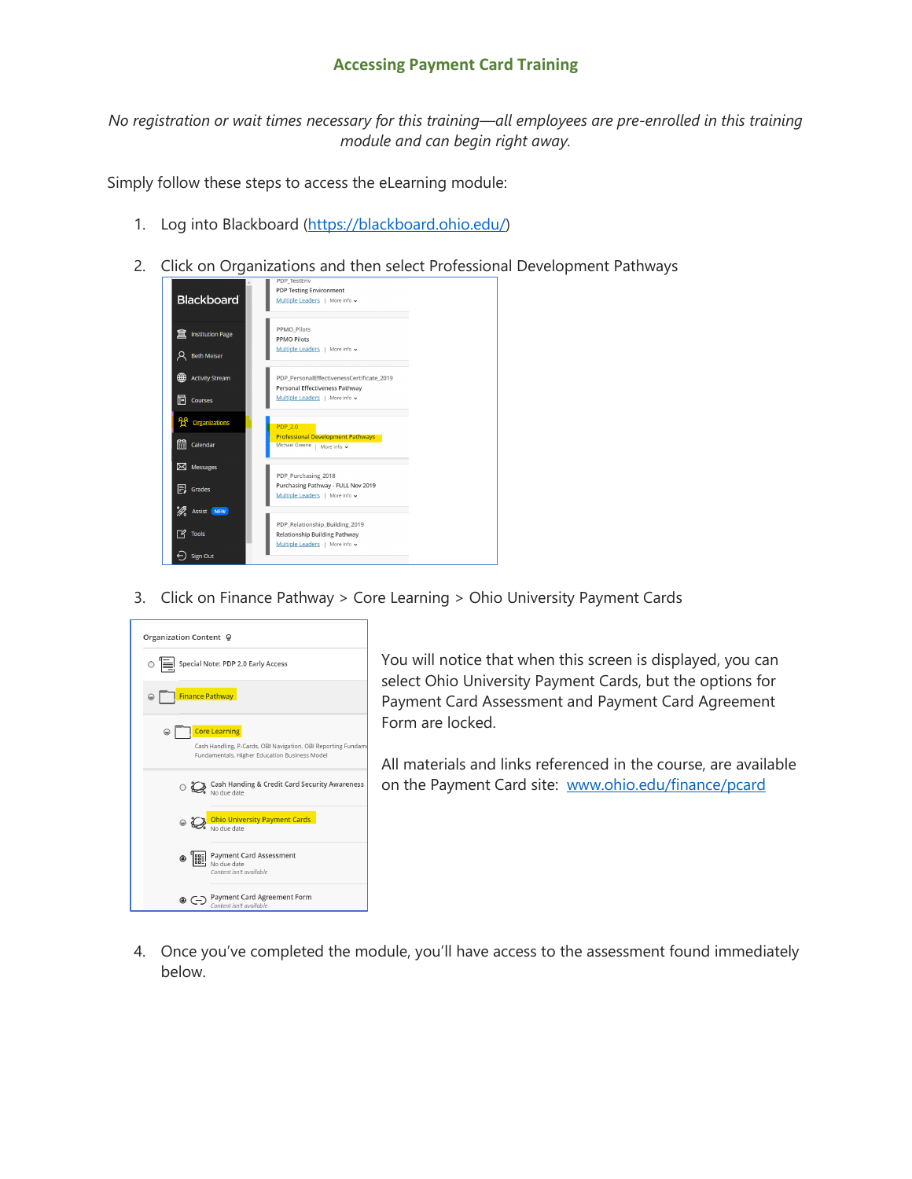## Accessing Payment Card Training

*No registration or wait times necessary for this training—all employees are pre-enrolled in this training module and can begin right away.*

Simply follow these steps to access the eLearning module:

1. Log into Blackboard (https://blackboard.ohio.edu/)
2. Click on Organizations and then select Professional Development Pathways
3. Click on Finance Pathway > Core Learning > Ohio University Payment Cards

You will notice that when this screen is displayed, you can select Ohio University Payment Cards, but the options for Payment Card Assessment and Payment Card Agreement Form are locked.

All materials and links referenced in the course, are available on the Payment Card site: www.ohio.edu/finance/pcard

4. Once you've completed the module, you'll have access to the assessment found immediately below.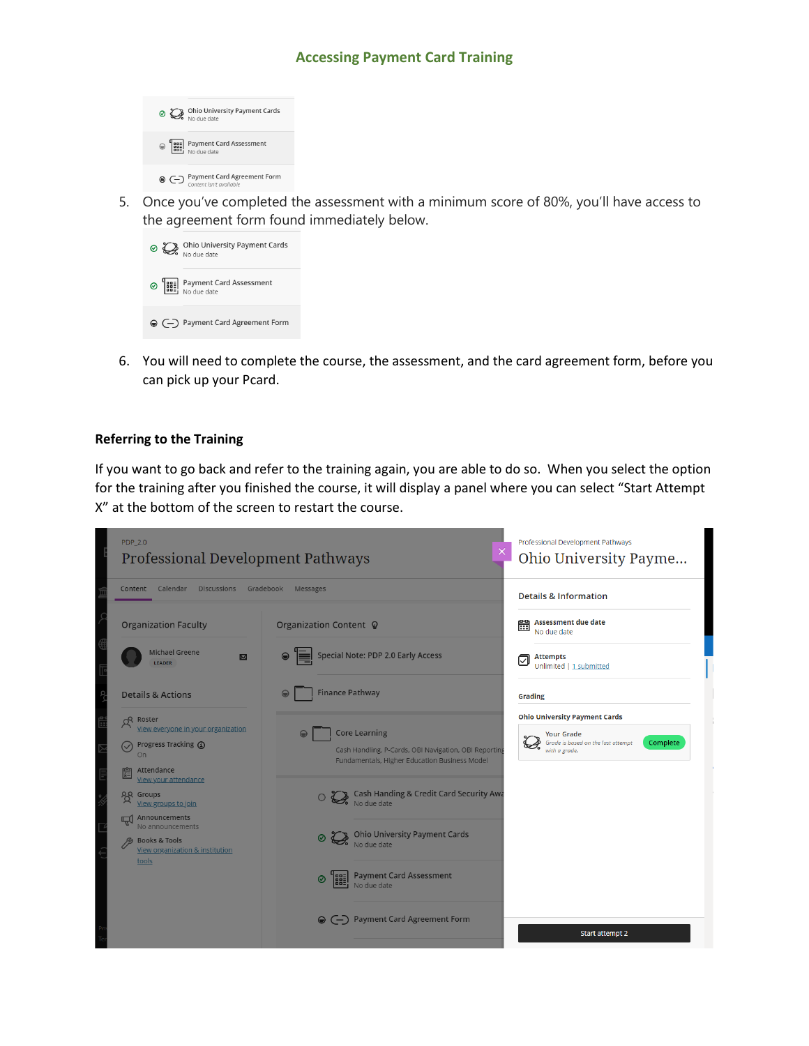## Accessing Payment Card Training

5. Once you've completed the assessment with a minimum score of 80%, you'll have access to the agreement form found immediately below.

6. You will need to complete the course, the assessment, and the card agreement form, before you can pick up your Pcard.

### Referring to the Training

If you want to go back and refer to the training again, you are able to do so. When you select the option for the training after you finished the course, it will display a panel where you can select "Start Attempt X" at the bottom of the screen to restart the course.